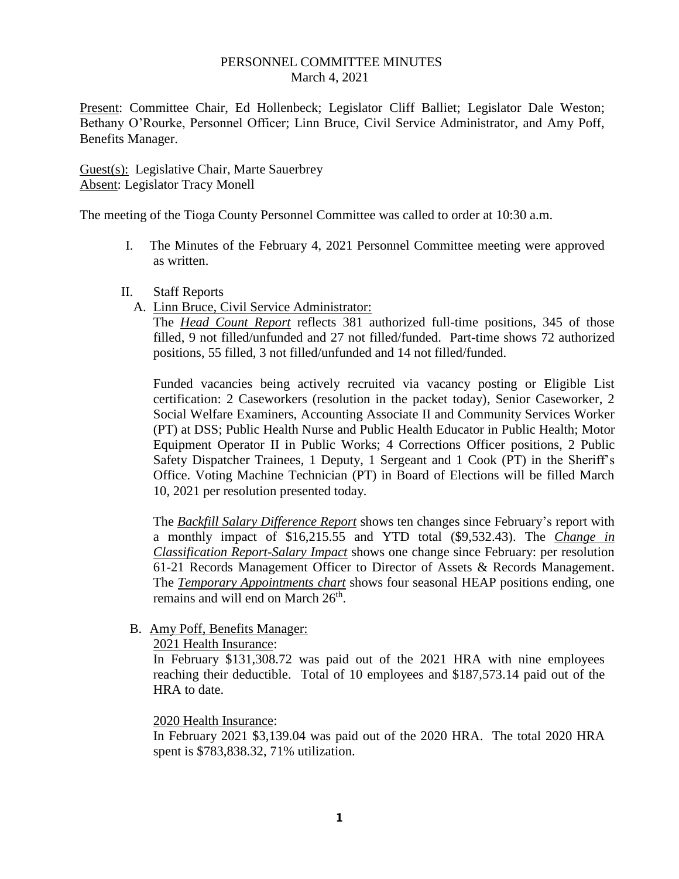PERSONNEL COMMITTEE MINUTES
March 4, 2021

Present: Committee Chair, Ed Hollenbeck; Legislator Cliff Balliet; Legislator Dale Weston; Bethany O'Rourke, Personnel Officer; Linn Bruce, Civil Service Administrator, and Amy Poff, Benefits Manager.

Guest(s): Legislative Chair, Marte Sauerbrey
Absent: Legislator Tracy Monell

The meeting of the Tioga County Personnel Committee was called to order at 10:30 a.m.

I. The Minutes of the February 4, 2021 Personnel Committee meeting were approved as written.

II. Staff Reports

A. Linn Bruce, Civil Service Administrator:

The ***Head Count Report*** reflects 381 authorized full-time positions, 345 of those filled, 9 not filled/unfunded and 27 not filled/funded. Part-time shows 72 authorized positions, 55 filled, 3 not filled/unfunded and 14 not filled/funded.

Funded vacancies being actively recruited via vacancy posting or Eligible List certification: 2 Caseworkers (resolution in the packet today), Senior Caseworker, 2 Social Welfare Examiners, Accounting Associate II and Community Services Worker (PT) at DSS; Public Health Nurse and Public Health Educator in Public Health; Motor Equipment Operator II in Public Works; 4 Corrections Officer positions, 2 Public Safety Dispatcher Trainees, 1 Deputy, 1 Sergeant and 1 Cook (PT) in the Sheriff's Office. Voting Machine Technician (PT) in Board of Elections will be filled March 10, 2021 per resolution presented today.

The ***Backfill Salary Difference Report*** shows ten changes since February's report with a monthly impact of $16,215.55 and YTD total ($9,532.43). The ***Change in Classification Report-Salary Impact*** shows one change since February: per resolution 61-21 Records Management Officer to Director of Assets & Records Management. The ***Temporary Appointments chart*** shows four seasonal HEAP positions ending, one remains and will end on March 26th.

B. Amy Poff, Benefits Manager:

2021 Health Insurance:

In February $131,308.72 was paid out of the 2021 HRA with nine employees reaching their deductible. Total of 10 employees and $187,573.14 paid out of the HRA to date.

2020 Health Insurance:

In February 2021 $3,139.04 was paid out of the 2020 HRA. The total 2020 HRA spent is $783,838.32, 71% utilization.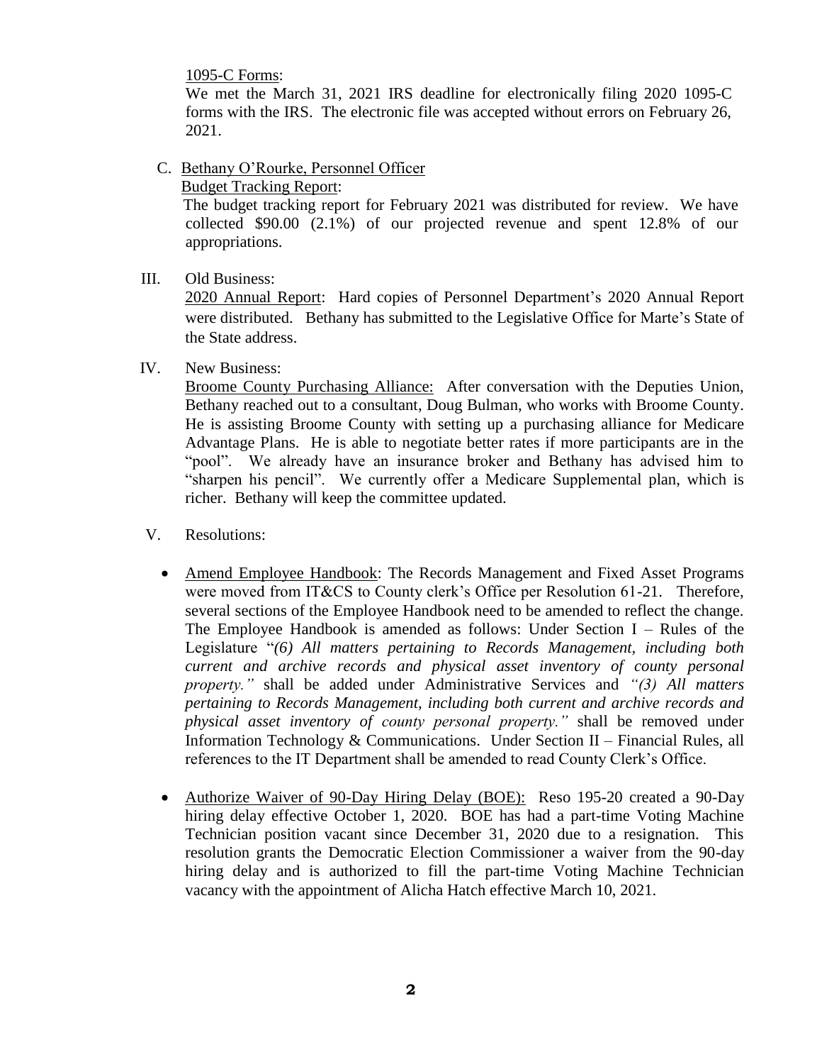1095-C Forms:

We met the March 31, 2021 IRS deadline for electronically filing 2020 1095-C forms with the IRS. The electronic file was accepted without errors on February 26, 2021.

C. Bethany O'Rourke, Personnel Officer

Budget Tracking Report:

The budget tracking report for February 2021 was distributed for review. We have collected \$90.00 (2.1%) of our projected revenue and spent 12.8% of our appropriations.

III. Old Business:

2020 Annual Report: Hard copies of Personnel Department's 2020 Annual Report were distributed. Bethany has submitted to the Legislative Office for Marte's State of the State address.

IV. New Business:

Broome County Purchasing Alliance: After conversation with the Deputies Union, Bethany reached out to a consultant, Doug Bulman, who works with Broome County. He is assisting Broome County with setting up a purchasing alliance for Medicare Advantage Plans. He is able to negotiate better rates if more participants are in the "pool". We already have an insurance broker and Bethany has advised him to "sharpen his pencil". We currently offer a Medicare Supplemental plan, which is richer. Bethany will keep the committee updated.

V. Resolutions:

- Amend Employee Handbook: The Records Management and Fixed Asset Programs were moved from IT&CS to County clerk's Office per Resolution 61-21. Therefore, several sections of the Employee Handbook need to be amended to reflect the change. The Employee Handbook is amended as follows: Under Section I – Rules of the Legislature "*(6) All matters pertaining to Records Management, including both current and archive records and physical asset inventory of county personal property."* shall be added under Administrative Services and *"(3) All matters pertaining to Records Management, including both current and archive records and physical asset inventory of county personal property."* shall be removed under Information Technology & Communications. Under Section II – Financial Rules, all references to the IT Department shall be amended to read County Clerk's Office.

- Authorize Waiver of 90-Day Hiring Delay (BOE): Reso 195-20 created a 90-Day hiring delay effective October 1, 2020. BOE has had a part-time Voting Machine Technician position vacant since December 31, 2020 due to a resignation. This resolution grants the Democratic Election Commissioner a waiver from the 90-day hiring delay and is authorized to fill the part-time Voting Machine Technician vacancy with the appointment of Alicha Hatch effective March 10, 2021.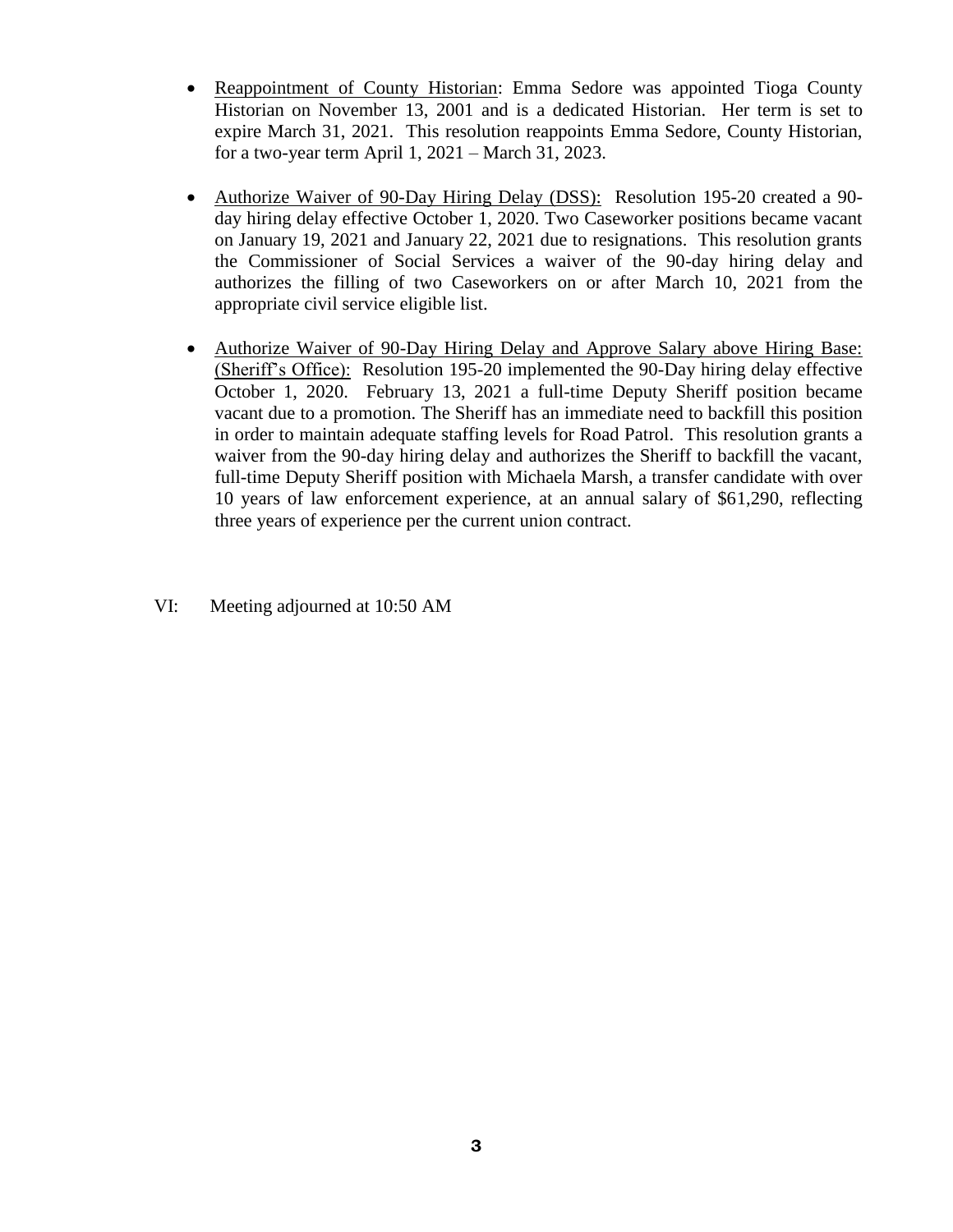- <u>Reappointment of County Historian</u>: Emma Sedore was appointed Tioga County Historian on November 13, 2001 and is a dedicated Historian. Her term is set to expire March 31, 2021. This resolution reappoints Emma Sedore, County Historian, for a two-year term April 1, 2021 – March 31, 2023.

- <u>Authorize Waiver of 90-Day Hiring Delay (DSS):</u> Resolution 195-20 created a 90-day hiring delay effective October 1, 2020. Two Caseworker positions became vacant on January 19, 2021 and January 22, 2021 due to resignations. This resolution grants the Commissioner of Social Services a waiver of the 90-day hiring delay and authorizes the filling of two Caseworkers on or after March 10, 2021 from the appropriate civil service eligible list.

- <u>Authorize Waiver of 90-Day Hiring Delay and Approve Salary above Hiring Base: (Sheriff's Office):</u> Resolution 195-20 implemented the 90-Day hiring delay effective October 1, 2020. February 13, 2021 a full-time Deputy Sheriff position became vacant due to a promotion. The Sheriff has an immediate need to backfill this position in order to maintain adequate staffing levels for Road Patrol. This resolution grants a waiver from the 90-day hiring delay and authorizes the Sheriff to backfill the vacant, full-time Deputy Sheriff position with Michaela Marsh, a transfer candidate with over 10 years of law enforcement experience, at an annual salary of $61,290, reflecting three years of experience per the current union contract.

VI: Meeting adjourned at 10:50 AM